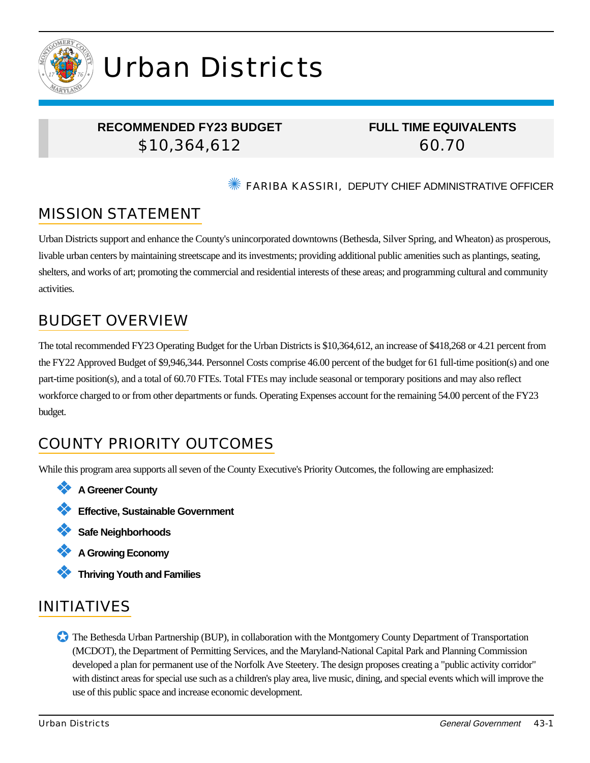# Urban Districts

| RECOMMENDED FY23 BUDGET | FULL TIME EQUIVALENTS |
|---|---|
| $10,364,612 | 60.70 |

✳ FARIBA KASSIRI, DEPUTY CHIEF ADMINISTRATIVE OFFICER

## MISSION STATEMENT

Urban Districts support and enhance the County's unincorporated downtowns (Bethesda, Silver Spring, and Wheaton) as prosperous, livable urban centers by maintaining streetscape and its investments; providing additional public amenities such as plantings, seating, shelters, and works of art; promoting the commercial and residential interests of these areas; and programming cultural and community activities.

## BUDGET OVERVIEW

The total recommended FY23 Operating Budget for the Urban Districts is $10,364,612, an increase of $418,268 or 4.21 percent from the FY22 Approved Budget of $9,946,344. Personnel Costs comprise 46.00 percent of the budget for 61 full-time position(s) and one part-time position(s), and a total of 60.70 FTEs. Total FTEs may include seasonal or temporary positions and may also reflect workforce charged to or from other departments or funds. Operating Expenses account for the remaining 54.00 percent of the FY23 budget.

## COUNTY PRIORITY OUTCOMES

While this program area supports all seven of the County Executive's Priority Outcomes, the following are emphasized:

- **A Greener County**
- **Effective, Sustainable Government**
- **Safe Neighborhoods**
- **A Growing Economy**
- **Thriving Youth and Families**

## INITIATIVES

- The Bethesda Urban Partnership (BUP), in collaboration with the Montgomery County Department of Transportation (MCDOT), the Department of Permitting Services, and the Maryland-National Capital Park and Planning Commission developed a plan for permanent use of the Norfolk Ave Steetery. The design proposes creating a "public activity corridor" with distinct areas for special use such as a children's play area, live music, dining, and special events which will improve the use of this public space and increase economic development.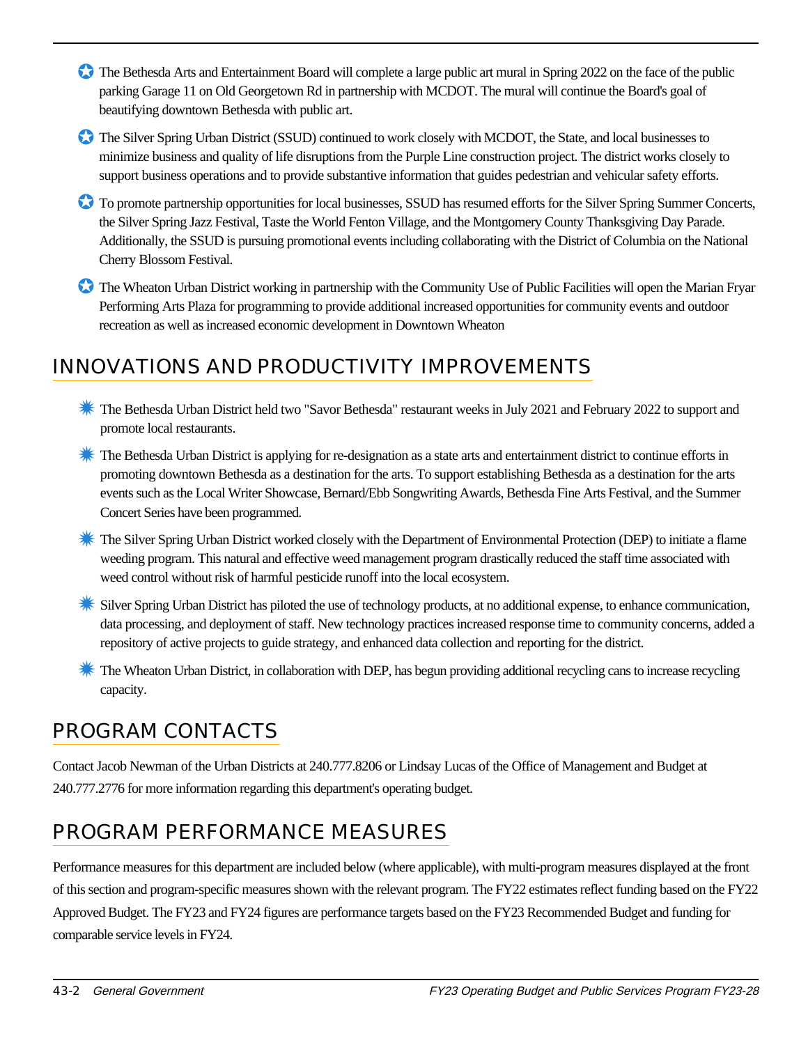- The Bethesda Arts and Entertainment Board will complete a large public art mural in Spring 2022 on the face of the public parking Garage 11 on Old Georgetown Rd in partnership with MCDOT. The mural will continue the Board's goal of beautifying downtown Bethesda with public art.
- The Silver Spring Urban District (SSUD) continued to work closely with MCDOT, the State, and local businesses to minimize business and quality of life disruptions from the Purple Line construction project. The district works closely to support business operations and to provide substantive information that guides pedestrian and vehicular safety efforts.
- To promote partnership opportunities for local businesses, SSUD has resumed efforts for the Silver Spring Summer Concerts, the Silver Spring Jazz Festival, Taste the World Fenton Village, and the Montgomery County Thanksgiving Day Parade. Additionally, the SSUD is pursuing promotional events including collaborating with the District of Columbia on the National Cherry Blossom Festival.
- The Wheaton Urban District working in partnership with the Community Use of Public Facilities will open the Marian Fryar Performing Arts Plaza for programming to provide additional increased opportunities for community events and outdoor recreation as well as increased economic development in Downtown Wheaton

## INNOVATIONS AND PRODUCTIVITY IMPROVEMENTS

- The Bethesda Urban District held two "Savor Bethesda" restaurant weeks in July 2021 and February 2022 to support and promote local restaurants.
- The Bethesda Urban District is applying for re-designation as a state arts and entertainment district to continue efforts in promoting downtown Bethesda as a destination for the arts. To support establishing Bethesda as a destination for the arts events such as the Local Writer Showcase, Bernard/Ebb Songwriting Awards, Bethesda Fine Arts Festival, and the Summer Concert Series have been programmed.
- The Silver Spring Urban District worked closely with the Department of Environmental Protection (DEP) to initiate a flame weeding program. This natural and effective weed management program drastically reduced the staff time associated with weed control without risk of harmful pesticide runoff into the local ecosystem.
- Silver Spring Urban District has piloted the use of technology products, at no additional expense, to enhance communication, data processing, and deployment of staff. New technology practices increased response time to community concerns, added a repository of active projects to guide strategy, and enhanced data collection and reporting for the district.
- The Wheaton Urban District, in collaboration with DEP, has begun providing additional recycling cans to increase recycling capacity.

## PROGRAM CONTACTS

Contact Jacob Newman of the Urban Districts at 240.777.8206 or Lindsay Lucas of the Office of Management and Budget at 240.777.2776 for more information regarding this department's operating budget.

## PROGRAM PERFORMANCE MEASURES

Performance measures for this department are included below (where applicable), with multi-program measures displayed at the front of this section and program-specific measures shown with the relevant program. The FY22 estimates reflect funding based on the FY22 Approved Budget. The FY23 and FY24 figures are performance targets based on the FY23 Recommended Budget and funding for comparable service levels in FY24.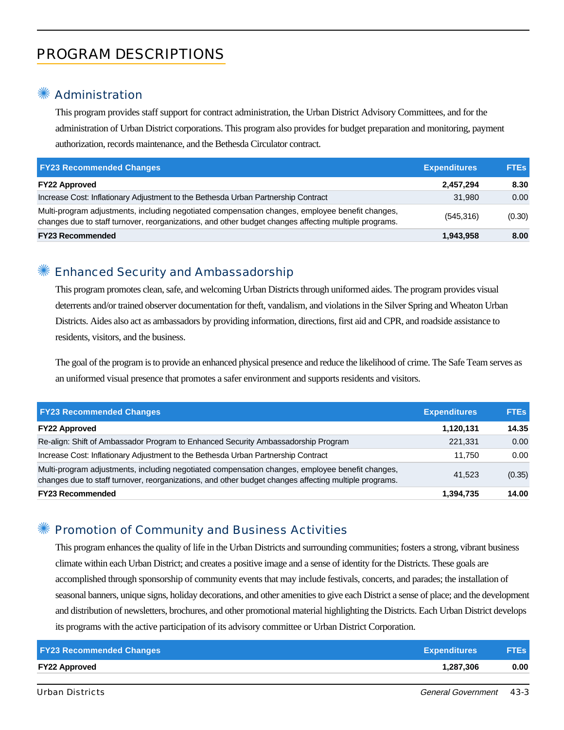# PROGRAM DESCRIPTIONS

## ✳ Administration

This program provides staff support for contract administration, the Urban District Advisory Committees, and for the administration of Urban District corporations. This program also provides for budget preparation and monitoring, payment authorization, records maintenance, and the Bethesda Circulator contract.

| FY23 Recommended Changes | Expenditures | FTEs |
|---|---|---|
| **FY22 Approved** | **2,457,294** | **8.30** |
| Increase Cost: Inflationary Adjustment to the Bethesda Urban Partnership Contract | 31,980 | 0.00 |
| Multi-program adjustments, including negotiated compensation changes, employee benefit changes, changes due to staff turnover, reorganizations, and other budget changes affecting multiple programs. | (545,316) | (0.30) |
| **FY23 Recommended** | **1,943,958** | **8.00** |

## ✳ Enhanced Security and Ambassadorship

This program promotes clean, safe, and welcoming Urban Districts through uniformed aides. The program provides visual deterrents and/or trained observer documentation for theft, vandalism, and violations in the Silver Spring and Wheaton Urban Districts. Aides also act as ambassadors by providing information, directions, first aid and CPR, and roadside assistance to residents, visitors, and the business.

The goal of the program is to provide an enhanced physical presence and reduce the likelihood of crime. The Safe Team serves as an uniformed visual presence that promotes a safer environment and supports residents and visitors.

| FY23 Recommended Changes | Expenditures | FTEs |
|---|---|---|
| **FY22 Approved** | **1,120,131** | **14.35** |
| Re-align: Shift of Ambassador Program to Enhanced Security Ambassadorship Program | 221,331 | 0.00 |
| Increase Cost: Inflationary Adjustment to the Bethesda Urban Partnership Contract | 11,750 | 0.00 |
| Multi-program adjustments, including negotiated compensation changes, employee benefit changes, changes due to staff turnover, reorganizations, and other budget changes affecting multiple programs. | 41,523 | (0.35) |
| **FY23 Recommended** | **1,394,735** | **14.00** |

## ✳ Promotion of Community and Business Activities

This program enhances the quality of life in the Urban Districts and surrounding communities; fosters a strong, vibrant business climate within each Urban District; and creates a positive image and a sense of identity for the Districts. These goals are accomplished through sponsorship of community events that may include festivals, concerts, and parades; the installation of seasonal banners, unique signs, holiday decorations, and other amenities to give each District a sense of place; and the development and distribution of newsletters, brochures, and other promotional material highlighting the Districts. Each Urban District develops its programs with the active participation of its advisory committee or Urban District Corporation.

| FY23 Recommended Changes | Expenditures | FTEs |
|---|---|---|
| **FY22 Approved** | **1,287,306** | **0.00** |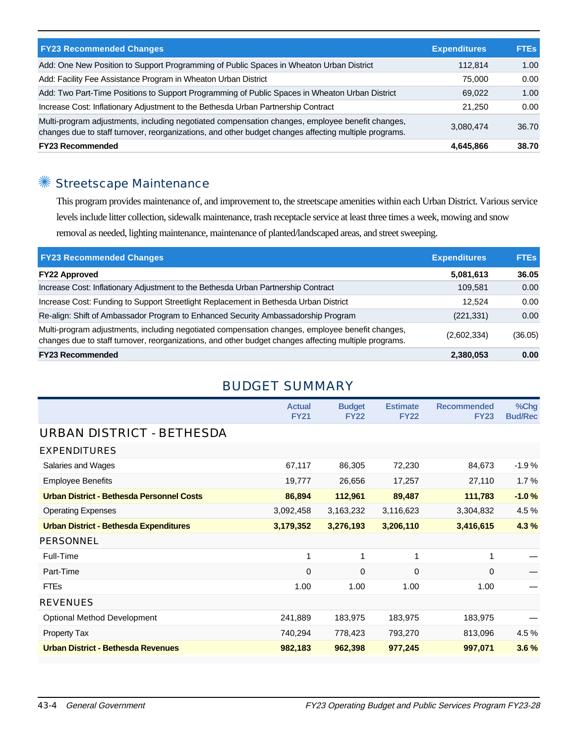| FY23 Recommended Changes | Expenditures | FTEs |
|---|---|---|
| Add: One New Position to Support Programming of Public Spaces in Wheaton Urban District | 112,814 | 1.00 |
| Add: Facility Fee Assistance Program in Wheaton Urban District | 75,000 | 0.00 |
| Add: Two Part-Time Positions to Support Programming of Public Spaces in Wheaton Urban District | 69,022 | 1.00 |
| Increase Cost: Inflationary Adjustment to the Bethesda Urban Partnership Contract | 21,250 | 0.00 |
| Multi-program adjustments, including negotiated compensation changes, employee benefit changes, changes due to staff turnover, reorganizations, and other budget changes affecting multiple programs. | 3,080,474 | 36.70 |
| **FY23 Recommended** | **4,645,866** | **38.70** |

## Streetscape Maintenance

This program provides maintenance of, and improvement to, the streetscape amenities within each Urban District. Various service levels include litter collection, sidewalk maintenance, trash receptacle service at least three times a week, mowing and snow removal as needed, lighting maintenance, maintenance of planted/landscaped areas, and street sweeping.

| FY23 Recommended Changes | Expenditures | FTEs |
|---|---|---|
| **FY22 Approved** | **5,081,613** | **36.05** |
| Increase Cost: Inflationary Adjustment to the Bethesda Urban Partnership Contract | 109,581 | 0.00 |
| Increase Cost: Funding to Support Streetlight Replacement in Bethesda Urban District | 12,524 | 0.00 |
| Re-align: Shift of Ambassador Program to Enhanced Security Ambassadorship Program | (221,331) | 0.00 |
| Multi-program adjustments, including negotiated compensation changes, employee benefit changes, changes due to staff turnover, reorganizations, and other budget changes affecting multiple programs. | (2,602,334) | (36.05) |
| **FY23 Recommended** | **2,380,053** | **0.00** |

# BUDGET SUMMARY

| | Actual FY21 | Budget FY22 | Estimate FY22 | Recommended FY23 | %Chg Bud/Rec |
|---|---|---|---|---|---|
| **URBAN DISTRICT - BETHESDA** | | | | | |
| **EXPENDITURES** | | | | | |
| Salaries and Wages | 67,117 | 86,305 | 72,230 | 84,673 | -1.9 % |
| Employee Benefits | 19,777 | 26,656 | 17,257 | 27,110 | 1.7 % |
| **Urban District - Bethesda Personnel Costs** | **86,894** | **112,961** | **89,487** | **111,783** | **-1.0 %** |
| Operating Expenses | 3,092,458 | 3,163,232 | 3,116,623 | 3,304,832 | 4.5 % |
| **Urban District - Bethesda Expenditures** | **3,179,352** | **3,276,193** | **3,206,110** | **3,416,615** | **4.3 %** |
| **PERSONNEL** | | | | | |
| Full-Time | 1 | 1 | 1 | 1 | — |
| Part-Time | 0 | 0 | 0 | 0 | — |
| FTEs | 1.00 | 1.00 | 1.00 | 1.00 | — |
| **REVENUES** | | | | | |
| Optional Method Development | 241,889 | 183,975 | 183,975 | 183,975 | — |
| Property Tax | 740,294 | 778,423 | 793,270 | 813,096 | 4.5 % |
| **Urban District - Bethesda Revenues** | **982,183** | **962,398** | **977,245** | **997,071** | **3.6 %** |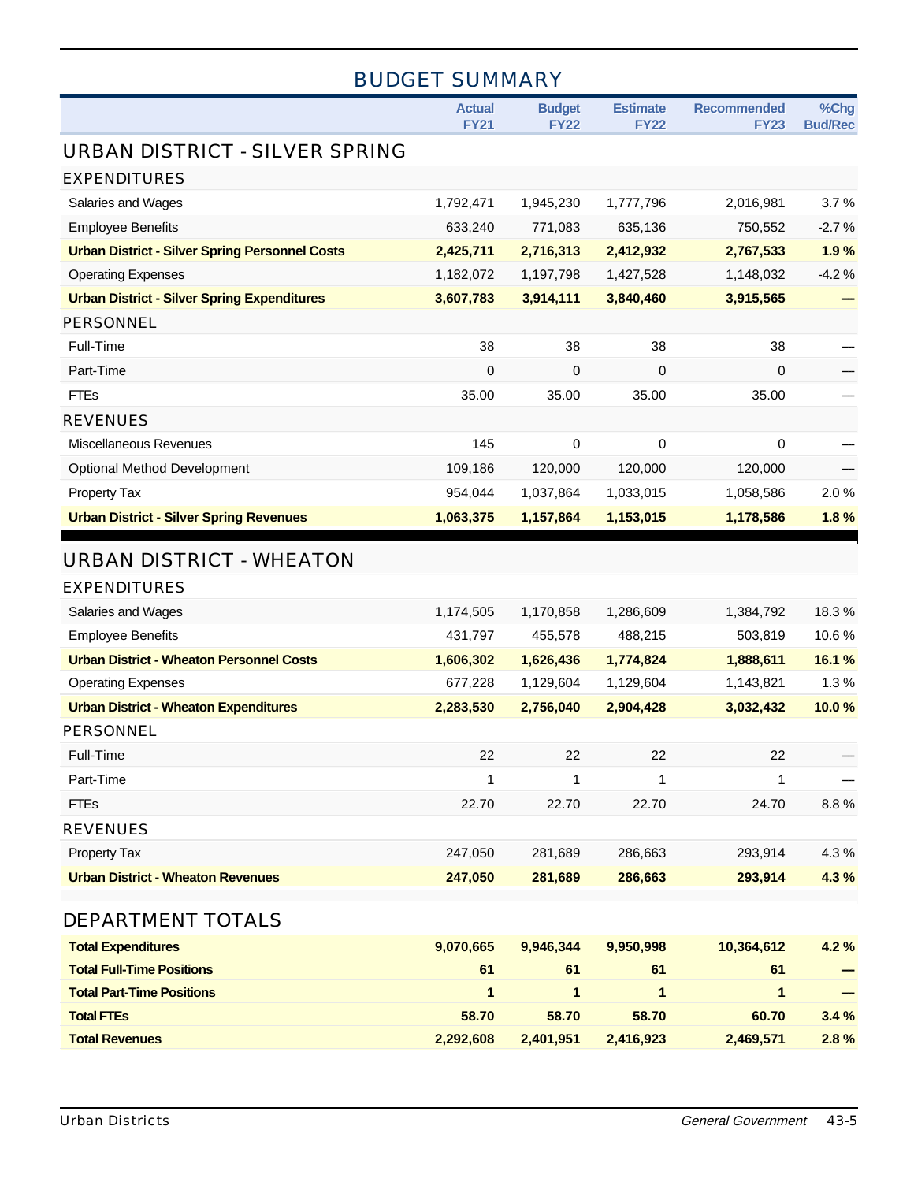## BUDGET SUMMARY

| | Actual FY21 | Budget FY22 | Estimate FY22 | Recommended FY23 | %Chg Bud/Rec |
|---|---|---|---|---|---|
| **URBAN DISTRICT - SILVER SPRING** | | | | | |
| **EXPENDITURES** | | | | | |
| Salaries and Wages | 1,792,471 | 1,945,230 | 1,777,796 | 2,016,981 | 3.7 % |
| Employee Benefits | 633,240 | 771,083 | 635,136 | 750,552 | -2.7 % |
| **Urban District - Silver Spring Personnel Costs** | **2,425,711** | **2,716,313** | **2,412,932** | **2,767,533** | **1.9 %** |
| Operating Expenses | 1,182,072 | 1,197,798 | 1,427,528 | 1,148,032 | -4.2 % |
| **Urban District - Silver Spring Expenditures** | **3,607,783** | **3,914,111** | **3,840,460** | **3,915,565** | **—** |
| **PERSONNEL** | | | | | |
| Full-Time | 38 | 38 | 38 | 38 | — |
| Part-Time | 0 | 0 | 0 | 0 | — |
| FTEs | 35.00 | 35.00 | 35.00 | 35.00 | — |
| **REVENUES** | | | | | |
| Miscellaneous Revenues | 145 | 0 | 0 | 0 | — |
| Optional Method Development | 109,186 | 120,000 | 120,000 | 120,000 | — |
| Property Tax | 954,044 | 1,037,864 | 1,033,015 | 1,058,586 | 2.0 % |
| **Urban District - Silver Spring Revenues** | **1,063,375** | **1,157,864** | **1,153,015** | **1,178,586** | **1.8 %** |
| **URBAN DISTRICT - WHEATON** | | | | | |
| **EXPENDITURES** | | | | | |
| Salaries and Wages | 1,174,505 | 1,170,858 | 1,286,609 | 1,384,792 | 18.3 % |
| Employee Benefits | 431,797 | 455,578 | 488,215 | 503,819 | 10.6 % |
| **Urban District - Wheaton Personnel Costs** | **1,606,302** | **1,626,436** | **1,774,824** | **1,888,611** | **16.1 %** |
| Operating Expenses | 677,228 | 1,129,604 | 1,129,604 | 1,143,821 | 1.3 % |
| **Urban District - Wheaton Expenditures** | **2,283,530** | **2,756,040** | **2,904,428** | **3,032,432** | **10.0 %** |
| **PERSONNEL** | | | | | |
| Full-Time | 22 | 22 | 22 | 22 | — |
| Part-Time | 1 | 1 | 1 | 1 | — |
| FTEs | 22.70 | 22.70 | 22.70 | 24.70 | 8.8 % |
| **REVENUES** | | | | | |
| Property Tax | 247,050 | 281,689 | 286,663 | 293,914 | 4.3 % |
| **Urban District - Wheaton Revenues** | **247,050** | **281,689** | **286,663** | **293,914** | **4.3 %** |
| **DEPARTMENT TOTALS** | | | | | |
| **Total Expenditures** | **9,070,665** | **9,946,344** | **9,950,998** | **10,364,612** | **4.2 %** |
| **Total Full-Time Positions** | **61** | **61** | **61** | **61** | **—** |
| **Total Part-Time Positions** | **1** | **1** | **1** | **1** | **—** |
| **Total FTEs** | **58.70** | **58.70** | **58.70** | **60.70** | **3.4 %** |
| **Total Revenues** | **2,292,608** | **2,401,951** | **2,416,923** | **2,469,571** | **2.8 %** |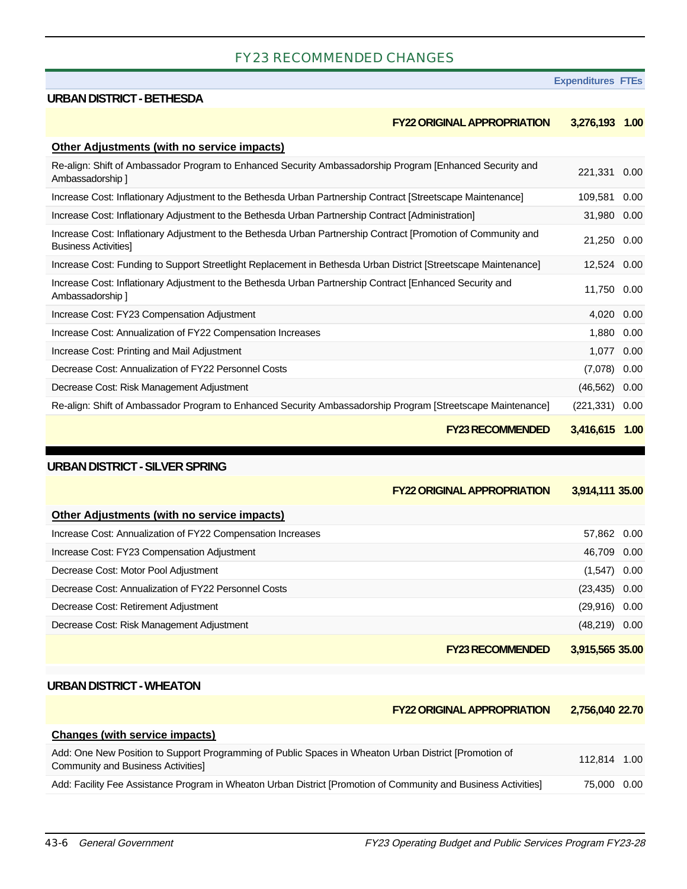## FY23 RECOMMENDED CHANGES

| | Expenditures | FTEs |
|---|---|---|
| **URBAN DISTRICT - BETHESDA** | | |
| **FY22 ORIGINAL APPROPRIATION** | **3,276,193** | **1.00** |
| **Other Adjustments (with no service impacts)** | | |
| Re-align: Shift of Ambassador Program to Enhanced Security Ambassadorship Program [Enhanced Security and Ambassadorship ] | 221,331 | 0.00 |
| Increase Cost: Inflationary Adjustment to the Bethesda Urban Partnership Contract [Streetscape Maintenance] | 109,581 | 0.00 |
| Increase Cost: Inflationary Adjustment to the Bethesda Urban Partnership Contract [Administration] | 31,980 | 0.00 |
| Increase Cost: Inflationary Adjustment to the Bethesda Urban Partnership Contract [Promotion of Community and Business Activities] | 21,250 | 0.00 |
| Increase Cost: Funding to Support Streetlight Replacement in Bethesda Urban District [Streetscape Maintenance] | 12,524 | 0.00 |
| Increase Cost: Inflationary Adjustment to the Bethesda Urban Partnership Contract [Enhanced Security and Ambassadorship ] | 11,750 | 0.00 |
| Increase Cost: FY23 Compensation Adjustment | 4,020 | 0.00 |
| Increase Cost: Annualization of FY22 Compensation Increases | 1,880 | 0.00 |
| Increase Cost: Printing and Mail Adjustment | 1,077 | 0.00 |
| Decrease Cost: Annualization of FY22 Personnel Costs | (7,078) | 0.00 |
| Decrease Cost: Risk Management Adjustment | (46,562) | 0.00 |
| Re-align: Shift of Ambassador Program to Enhanced Security Ambassadorship Program [Streetscape Maintenance] | (221,331) | 0.00 |
| **FY23 RECOMMENDED** | **3,416,615** | **1.00** |

| | Expenditures | FTEs |
|---|---|---|
| **URBAN DISTRICT - SILVER SPRING** | | |
| **FY22 ORIGINAL APPROPRIATION** | **3,914,111** | **35.00** |
| **Other Adjustments (with no service impacts)** | | |
| Increase Cost: Annualization of FY22 Compensation Increases | 57,862 | 0.00 |
| Increase Cost: FY23 Compensation Adjustment | 46,709 | 0.00 |
| Decrease Cost: Motor Pool Adjustment | (1,547) | 0.00 |
| Decrease Cost: Annualization of FY22 Personnel Costs | (23,435) | 0.00 |
| Decrease Cost: Retirement Adjustment | (29,916) | 0.00 |
| Decrease Cost: Risk Management Adjustment | (48,219) | 0.00 |
| **FY23 RECOMMENDED** | **3,915,565** | **35.00** |

| | Expenditures | FTEs |
|---|---|---|
| **URBAN DISTRICT - WHEATON** | | |
| **FY22 ORIGINAL APPROPRIATION** | **2,756,040** | **22.70** |
| **Changes (with service impacts)** | | |
| Add: One New Position to Support Programming of Public Spaces in Wheaton Urban District [Promotion of Community and Business Activities] | 112,814 | 1.00 |
| Add: Facility Fee Assistance Program in Wheaton Urban District [Promotion of Community and Business Activities] | 75,000 | 0.00 |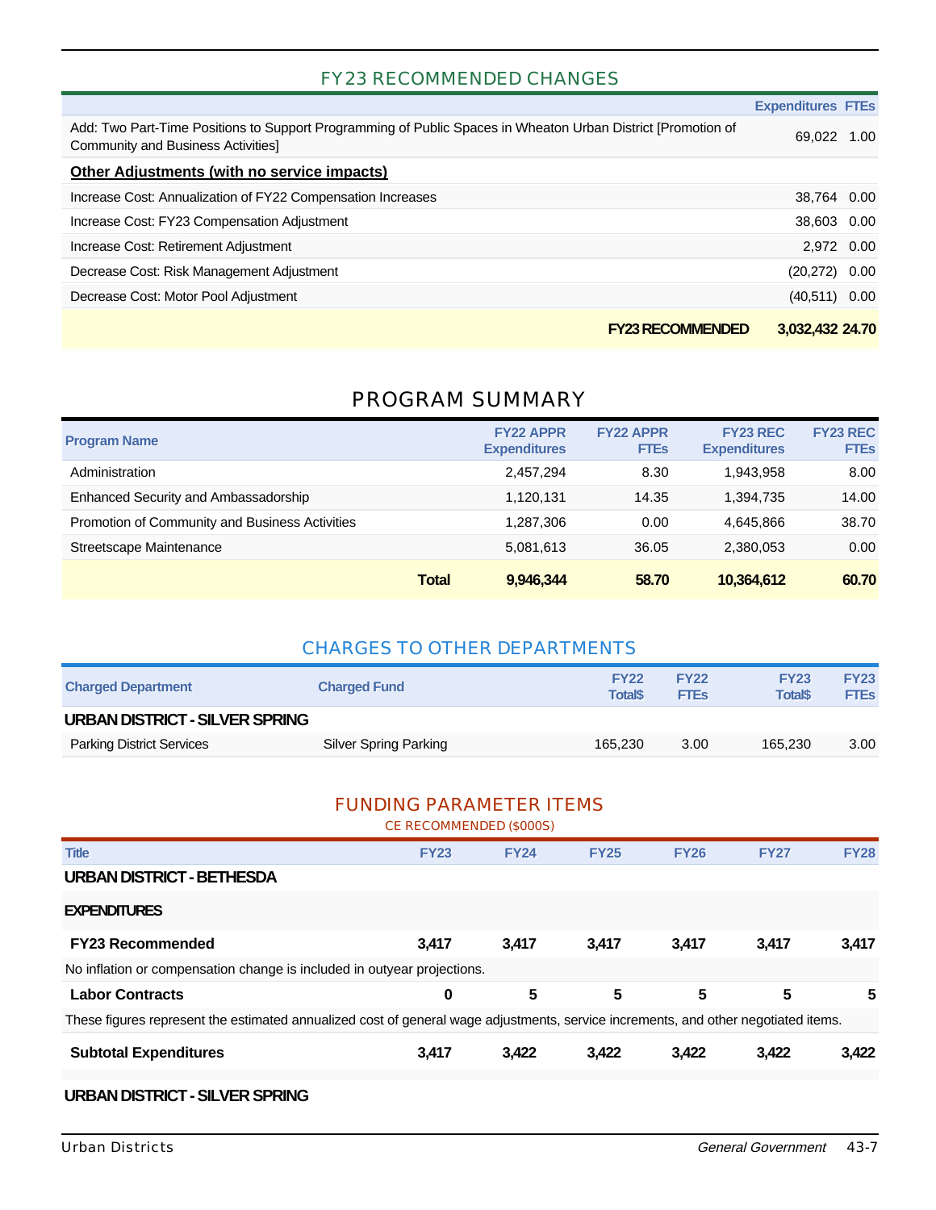## FY23 RECOMMENDED CHANGES

| | Expenditures | FTEs |
|---|---|---|
| Add: Two Part-Time Positions to Support Programming of Public Spaces in Wheaton Urban District [Promotion of Community and Business Activities] | 69,022 | 1.00 |
| **Other Adjustments (with no service impacts)** | | |
| Increase Cost: Annualization of FY22 Compensation Increases | 38,764 | 0.00 |
| Increase Cost: FY23 Compensation Adjustment | 38,603 | 0.00 |
| Increase Cost: Retirement Adjustment | 2,972 | 0.00 |
| Decrease Cost: Risk Management Adjustment | (20,272) | 0.00 |
| Decrease Cost: Motor Pool Adjustment | (40,511) | 0.00 |
| **FY23 RECOMMENDED** | **3,032,432** | **24.70** |

## PROGRAM SUMMARY

| Program Name | FY22 APPR Expenditures | FY22 APPR FTEs | FY23 REC Expenditures | FY23 REC FTEs |
|---|---|---|---|---|
| Administration | 2,457,294 | 8.30 | 1,943,958 | 8.00 |
| Enhanced Security and Ambassadorship | 1,120,131 | 14.35 | 1,394,735 | 14.00 |
| Promotion of Community and Business Activities | 1,287,306 | 0.00 | 4,645,866 | 38.70 |
| Streetscape Maintenance | 5,081,613 | 36.05 | 2,380,053 | 0.00 |
| **Total** | **9,946,344** | **58.70** | **10,364,612** | **60.70** |

## CHARGES TO OTHER DEPARTMENTS

| Charged Department | Charged Fund | FY22 Total$ | FY22 FTEs | FY23 Total$ | FY23 FTEs |
|---|---|---|---|---|---|
| **URBAN DISTRICT - SILVER SPRING** | | | | | |
| Parking District Services | Silver Spring Parking | 165,230 | 3.00 | 165,230 | 3.00 |

## FUNDING PARAMETER ITEMS

CE RECOMMENDED ($000S)

| Title | FY23 | FY24 | FY25 | FY26 | FY27 | FY28 |
|---|---|---|---|---|---|---|
| **URBAN DISTRICT - BETHESDA** | | | | | | |
| **EXPENDITURES** | | | | | | |
| **FY23 Recommended** | **3,417** | **3,417** | **3,417** | **3,417** | **3,417** | **3,417** |
| No inflation or compensation change is included in outyear projections. | | | | | | |
| **Labor Contracts** | **0** | **5** | **5** | **5** | **5** | **5** |
| These figures represent the estimated annualized cost of general wage adjustments, service increments, and other negotiated items. | | | | | | |
| **Subtotal Expenditures** | **3,417** | **3,422** | **3,422** | **3,422** | **3,422** | **3,422** |
| **URBAN DISTRICT - SILVER SPRING** | | | | | | |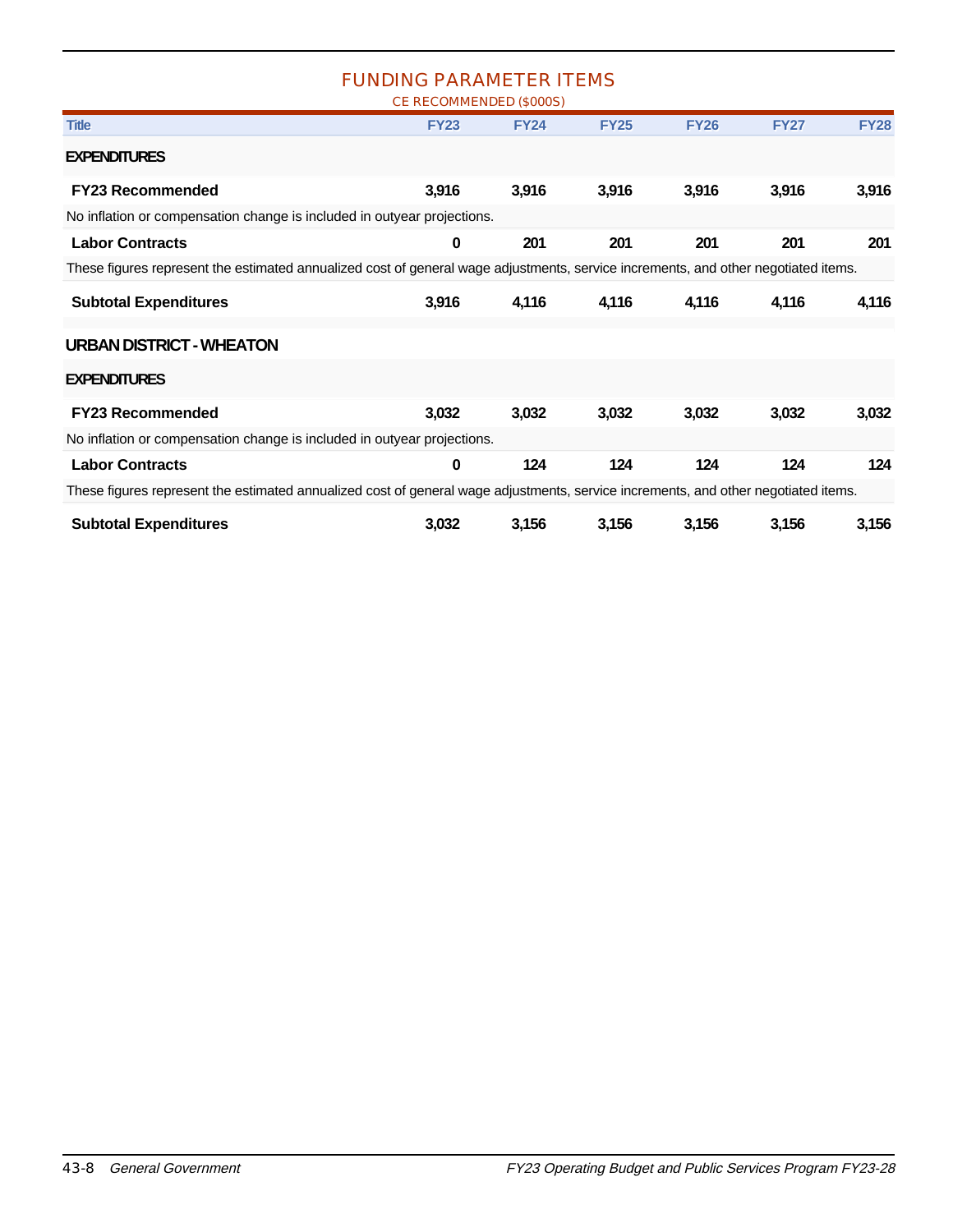## FUNDING PARAMETER ITEMS

CE RECOMMENDED ($000S)

| Title | FY23 | FY24 | FY25 | FY26 | FY27 | FY28 |
|---|---|---|---|---|---|---|
| **EXPENDITURES** | | | | | | |
| **FY23 Recommended** | **3,916** | **3,916** | **3,916** | **3,916** | **3,916** | **3,916** |
| No inflation or compensation change is included in outyear projections. | | | | | | |
| **Labor Contracts** | **0** | **201** | **201** | **201** | **201** | **201** |
| These figures represent the estimated annualized cost of general wage adjustments, service increments, and other negotiated items. | | | | | | |
| **Subtotal Expenditures** | **3,916** | **4,116** | **4,116** | **4,116** | **4,116** | **4,116** |
| **URBAN DISTRICT - WHEATON** | | | | | | |
| **EXPENDITURES** | | | | | | |
| **FY23 Recommended** | **3,032** | **3,032** | **3,032** | **3,032** | **3,032** | **3,032** |
| No inflation or compensation change is included in outyear projections. | | | | | | |
| **Labor Contracts** | **0** | **124** | **124** | **124** | **124** | **124** |
| These figures represent the estimated annualized cost of general wage adjustments, service increments, and other negotiated items. | | | | | | |
| **Subtotal Expenditures** | **3,032** | **3,156** | **3,156** | **3,156** | **3,156** | **3,156** |